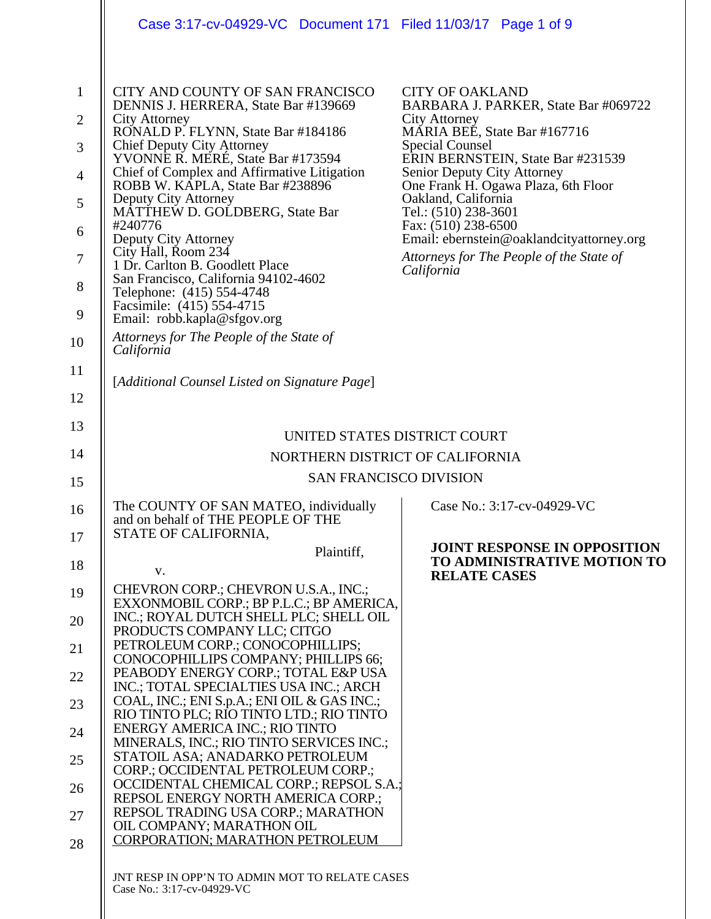CITY AND COUNTY OF SAN FRANCISCO
DENNIS J. HERRERA, State Bar #139669
City Attorney
RONALD P. FLYNN, State Bar #184186
Chief Deputy City Attorney
YVONNE R. MERÉ, State Bar #173594
Chief of Complex and Affirmative Litigation
ROBB W. KAPLA, State Bar #238896
Deputy City Attorney
MATTHEW D. GOLDBERG, State Bar #240776
Deputy City Attorney
City Hall, Room 234
1 Dr. Carlton B. Goodlett Place
San Francisco, California 94102-4602
Telephone: (415) 554-4748
Facsimile: (415) 554-4715
Email: robb.kapla@sfgov.org

*Attorneys for The People of the State of California*

CITY OF OAKLAND
BARBARA J. PARKER, State Bar #069722
City Attorney
MARIA BEE, State Bar #167716
Special Counsel
ERIN BERNSTEIN, State Bar #231539
Senior Deputy City Attorney
One Frank H. Ogawa Plaza, 6th Floor
Oakland, California
Tel.: (510) 238-3601
Fax: (510) 238-6500
Email: ebernstein@oaklandcityattorney.org

*Attorneys for The People of the State of California*

[*Additional Counsel Listed on Signature Page*]

UNITED STATES DISTRICT COURT
NORTHERN DISTRICT OF CALIFORNIA
SAN FRANCISCO DIVISION

The COUNTY OF SAN MATEO, individually and on behalf of THE PEOPLE OF THE STATE OF CALIFORNIA,

Plaintiff,

v.

CHEVRON CORP.; CHEVRON U.S.A., INC.; EXXONMOBIL CORP.; BP P.L.C.; BP AMERICA, INC.; ROYAL DUTCH SHELL PLC; SHELL OIL PRODUCTS COMPANY LLC; CITGO PETROLEUM CORP.; CONOCOPHILLIPS; CONOCOPHILLIPS COMPANY; PHILLIPS 66; PEABODY ENERGY CORP.; TOTAL E&P USA INC.; TOTAL SPECIALTIES USA INC.; ARCH COAL, INC.; ENI S.p.A.; ENI OIL & GAS INC.; RIO TINTO PLC; RIO TINTO LTD.; RIO TINTO ENERGY AMERICA INC.; RIO TINTO MINERALS, INC.; RIO TINTO SERVICES INC.; STATOIL ASA; ANADARKO PETROLEUM CORP.; OCCIDENTAL PETROLEUM CORP.; OCCIDENTAL CHEMICAL CORP.; REPSOL S.A.; REPSOL ENERGY NORTH AMERICA CORP.; REPSOL TRADING USA CORP.; MARATHON OIL COMPANY; MARATHON OIL CORPORATION; MARATHON PETROLEUM

Case No.: 3:17-cv-04929-VC

**JOINT RESPONSE IN OPPOSITION TO ADMINISTRATIVE MOTION TO RELATE CASES**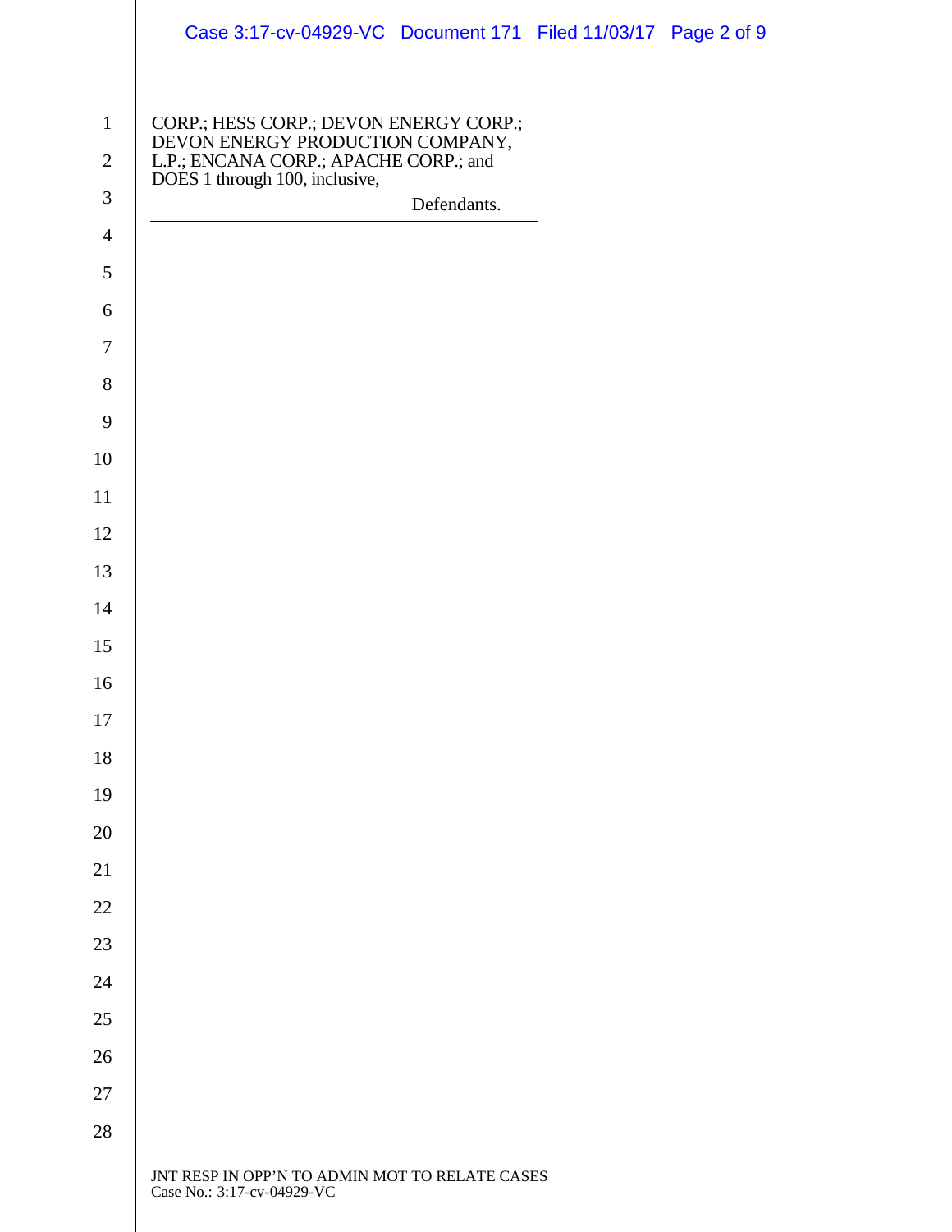CORP.; HESS CORP.; DEVON ENERGY CORP.; DEVON ENERGY PRODUCTION COMPANY, L.P.; ENCANA CORP.; APACHE CORP.; and DOES 1 through 100, inclusive,

Defendants.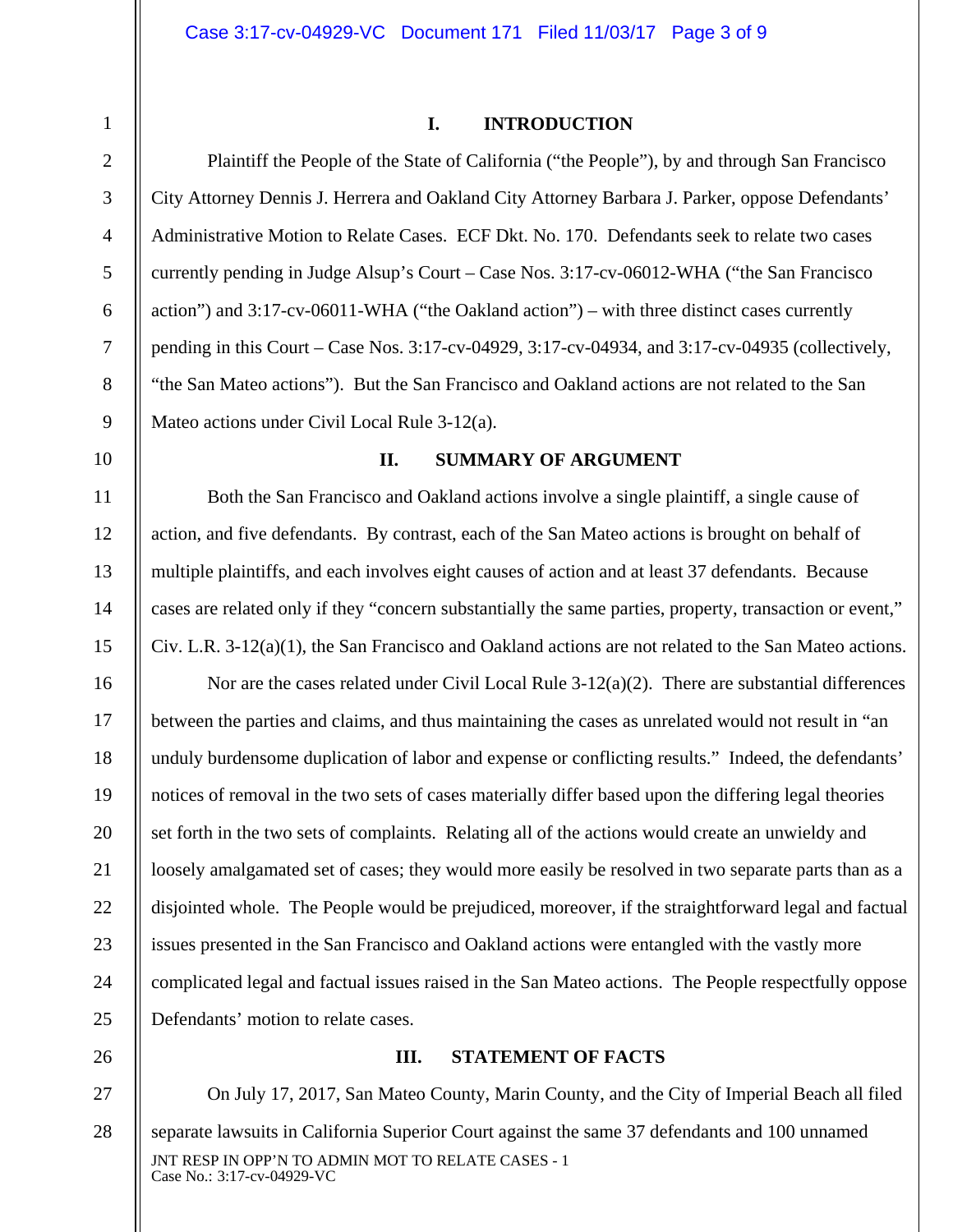## I. INTRODUCTION

Plaintiff the People of the State of California ("the People"), by and through San Francisco City Attorney Dennis J. Herrera and Oakland City Attorney Barbara J. Parker, oppose Defendants' Administrative Motion to Relate Cases. ECF Dkt. No. 170. Defendants seek to relate two cases currently pending in Judge Alsup's Court – Case Nos. 3:17-cv-06012-WHA ("the San Francisco action") and 3:17-cv-06011-WHA ("the Oakland action") – with three distinct cases currently pending in this Court – Case Nos. 3:17-cv-04929, 3:17-cv-04934, and 3:17-cv-04935 (collectively, "the San Mateo actions"). But the San Francisco and Oakland actions are not related to the San Mateo actions under Civil Local Rule 3-12(a).

## II. SUMMARY OF ARGUMENT

Both the San Francisco and Oakland actions involve a single plaintiff, a single cause of action, and five defendants. By contrast, each of the San Mateo actions is brought on behalf of multiple plaintiffs, and each involves eight causes of action and at least 37 defendants. Because cases are related only if they "concern substantially the same parties, property, transaction or event," Civ. L.R. 3-12(a)(1), the San Francisco and Oakland actions are not related to the San Mateo actions.

Nor are the cases related under Civil Local Rule 3-12(a)(2). There are substantial differences between the parties and claims, and thus maintaining the cases as unrelated would not result in "an unduly burdensome duplication of labor and expense or conflicting results." Indeed, the defendants' notices of removal in the two sets of cases materially differ based upon the differing legal theories set forth in the two sets of complaints. Relating all of the actions would create an unwieldy and loosely amalgamated set of cases; they would more easily be resolved in two separate parts than as a disjointed whole. The People would be prejudiced, moreover, if the straightforward legal and factual issues presented in the San Francisco and Oakland actions were entangled with the vastly more complicated legal and factual issues raised in the San Mateo actions. The People respectfully oppose Defendants' motion to relate cases.

## III. STATEMENT OF FACTS

On July 17, 2017, San Mateo County, Marin County, and the City of Imperial Beach all filed separate lawsuits in California Superior Court against the same 37 defendants and 100 unnamed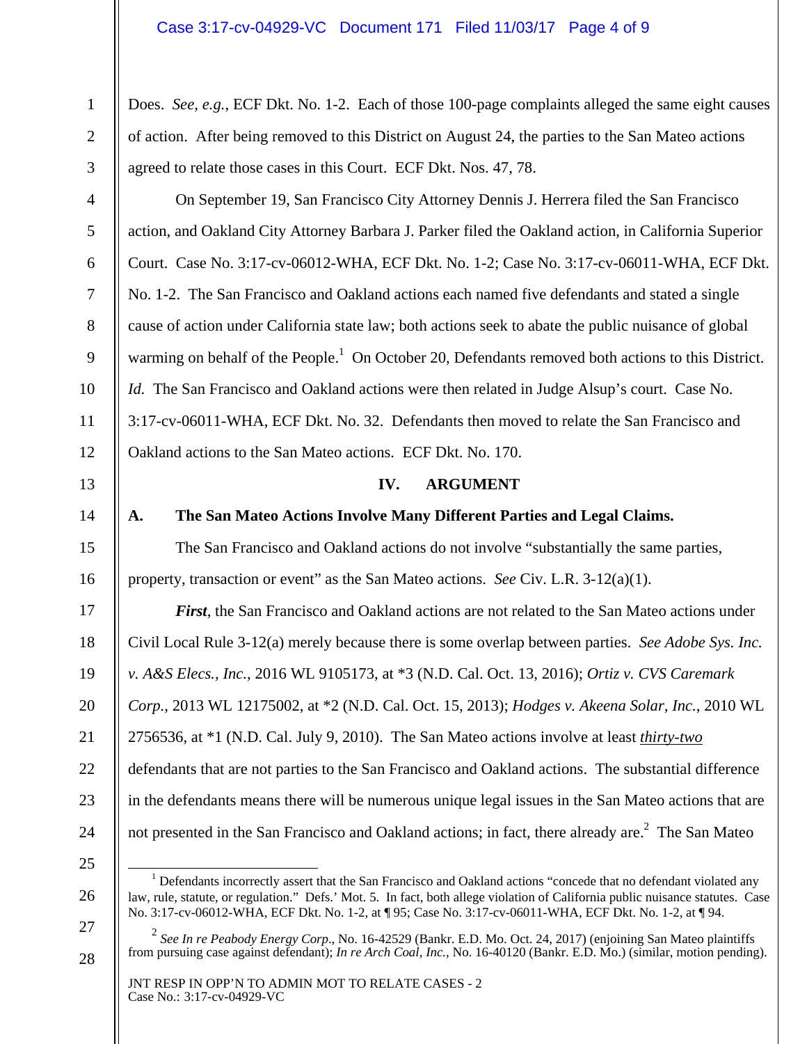Does. *See, e.g.*, ECF Dkt. No. 1-2. Each of those 100-page complaints alleged the same eight causes of action. After being removed to this District on August 24, the parties to the San Mateo actions agreed to relate those cases in this Court. ECF Dkt. Nos. 47, 78.

On September 19, San Francisco City Attorney Dennis J. Herrera filed the San Francisco action, and Oakland City Attorney Barbara J. Parker filed the Oakland action, in California Superior Court. Case No. 3:17-cv-06012-WHA, ECF Dkt. No. 1-2; Case No. 3:17-cv-06011-WHA, ECF Dkt. No. 1-2. The San Francisco and Oakland actions each named five defendants and stated a single cause of action under California state law; both actions seek to abate the public nuisance of global warming on behalf of the People.[1] On October 20, Defendants removed both actions to this District. *Id.* The San Francisco and Oakland actions were then related in Judge Alsup's court. Case No. 3:17-cv-06011-WHA, ECF Dkt. No. 32. Defendants then moved to relate the San Francisco and Oakland actions to the San Mateo actions. ECF Dkt. No. 170.

## IV. ARGUMENT

### A. The San Mateo Actions Involve Many Different Parties and Legal Claims.

The San Francisco and Oakland actions do not involve "substantially the same parties, property, transaction or event" as the San Mateo actions. *See* Civ. L.R. 3-12(a)(1).

***First***, the San Francisco and Oakland actions are not related to the San Mateo actions under Civil Local Rule 3-12(a) merely because there is some overlap between parties. *See Adobe Sys. Inc. v. A&S Elecs., Inc.*, 2016 WL 9105173, at *3 (N.D. Cal. Oct. 13, 2016); *Ortiz v. CVS Caremark Corp.*, 2013 WL 12175002, at *2 (N.D. Cal. Oct. 15, 2013); *Hodges v. Akeena Solar, Inc.*, 2010 WL 2756536, at *1 (N.D. Cal. July 9, 2010). The San Mateo actions involve at least ***thirty-two*** defendants that are not parties to the San Francisco and Oakland actions. The substantial difference in the defendants means there will be numerous unique legal issues in the San Mateo actions that are not presented in the San Francisco and Oakland actions; in fact, there already are.[2] The San Mateo

---

[1] Defendants incorrectly assert that the San Francisco and Oakland actions "concede that no defendant violated any law, rule, statute, or regulation." Defs.' Mot. 5. In fact, both allege violation of California public nuisance statutes. Case No. 3:17-cv-06012-WHA, ECF Dkt. No. 1-2, at ¶ 95; Case No. 3:17-cv-06011-WHA, ECF Dkt. No. 1-2, at ¶ 94.

[2] *See In re Peabody Energy Corp*., No. 16-42529 (Bankr. E.D. Mo. Oct. 24, 2017) (enjoining San Mateo plaintiffs from pursuing case against defendant); *In re Arch Coal, Inc.*, No. 16-40120 (Bankr. E.D. Mo.) (similar, motion pending).

JNT RESP IN OPP'N TO ADMIN MOT TO RELATE CASES - 2
Case No.: 3:17-cv-04929-VC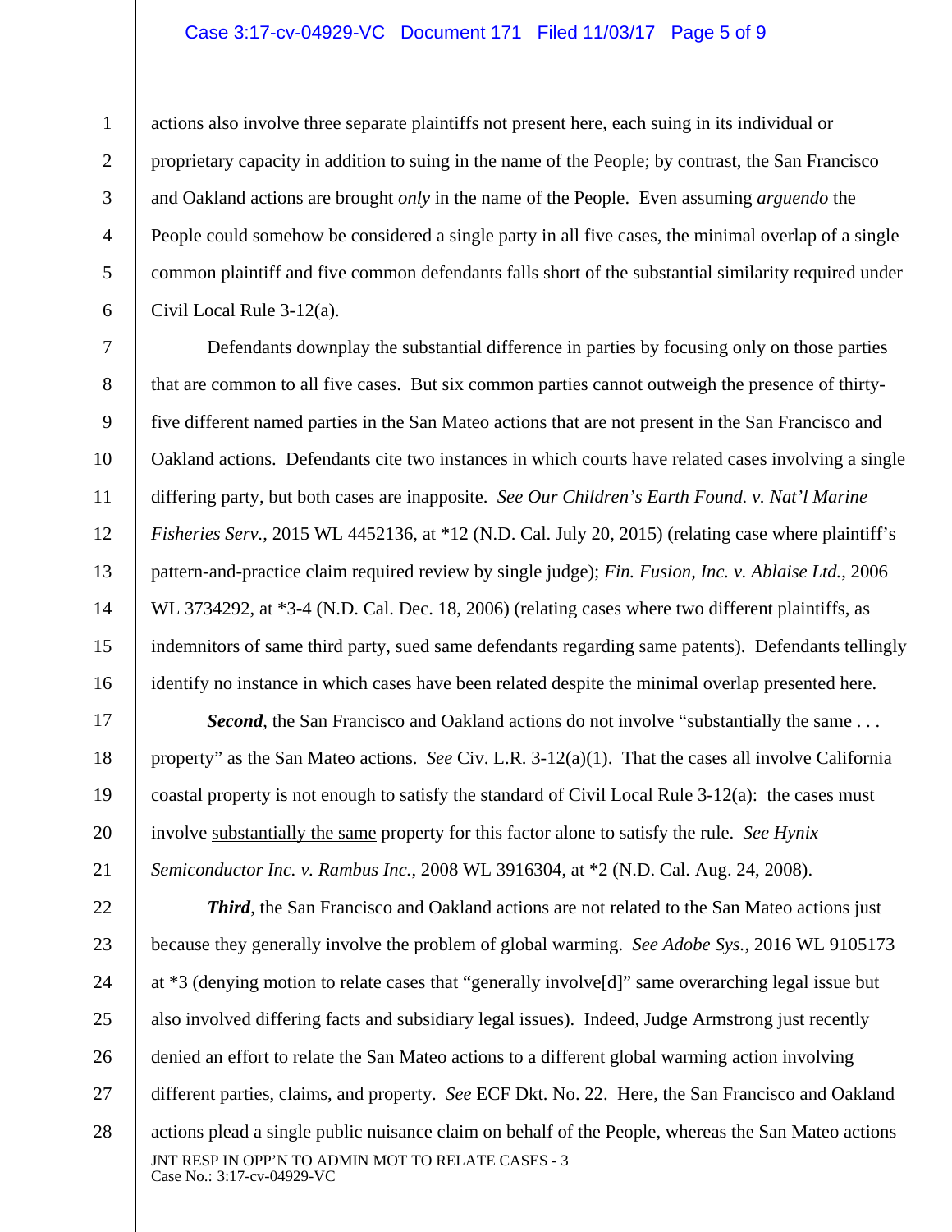actions also involve three separate plaintiffs not present here, each suing in its individual or proprietary capacity in addition to suing in the name of the People; by contrast, the San Francisco and Oakland actions are brought *only* in the name of the People. Even assuming *arguendo* the People could somehow be considered a single party in all five cases, the minimal overlap of a single common plaintiff and five common defendants falls short of the substantial similarity required under Civil Local Rule 3-12(a).

Defendants downplay the substantial difference in parties by focusing only on those parties that are common to all five cases. But six common parties cannot outweigh the presence of thirty-five different named parties in the San Mateo actions that are not present in the San Francisco and Oakland actions. Defendants cite two instances in which courts have related cases involving a single differing party, but both cases are inapposite. *See Our Children's Earth Found. v. Nat'l Marine Fisheries Serv.*, 2015 WL 4452136, at *12 (N.D. Cal. July 20, 2015) (relating case where plaintiff's pattern-and-practice claim required review by single judge); *Fin. Fusion, Inc. v. Ablaise Ltd.*, 2006 WL 3734292, at *3-4 (N.D. Cal. Dec. 18, 2006) (relating cases where two different plaintiffs, as indemnitors of same third party, sued same defendants regarding same patents). Defendants tellingly identify no instance in which cases have been related despite the minimal overlap presented here.

***Second***, the San Francisco and Oakland actions do not involve "substantially the same . . . property" as the San Mateo actions. *See* Civ. L.R. 3-12(a)(1). That the cases all involve California coastal property is not enough to satisfy the standard of Civil Local Rule 3-12(a): the cases must involve <u>substantially the same</u> property for this factor alone to satisfy the rule. *See Hynix Semiconductor Inc. v. Rambus Inc.*, 2008 WL 3916304, at *2 (N.D. Cal. Aug. 24, 2008).

***Third***, the San Francisco and Oakland actions are not related to the San Mateo actions just because they generally involve the problem of global warming. *See Adobe Sys.*, 2016 WL 9105173 at *3 (denying motion to relate cases that "generally involve[d]" same overarching legal issue but also involved differing facts and subsidiary legal issues). Indeed, Judge Armstrong just recently denied an effort to relate the San Mateo actions to a different global warming action involving different parties, claims, and property. *See* ECF Dkt. No. 22. Here, the San Francisco and Oakland actions plead a single public nuisance claim on behalf of the People, whereas the San Mateo actions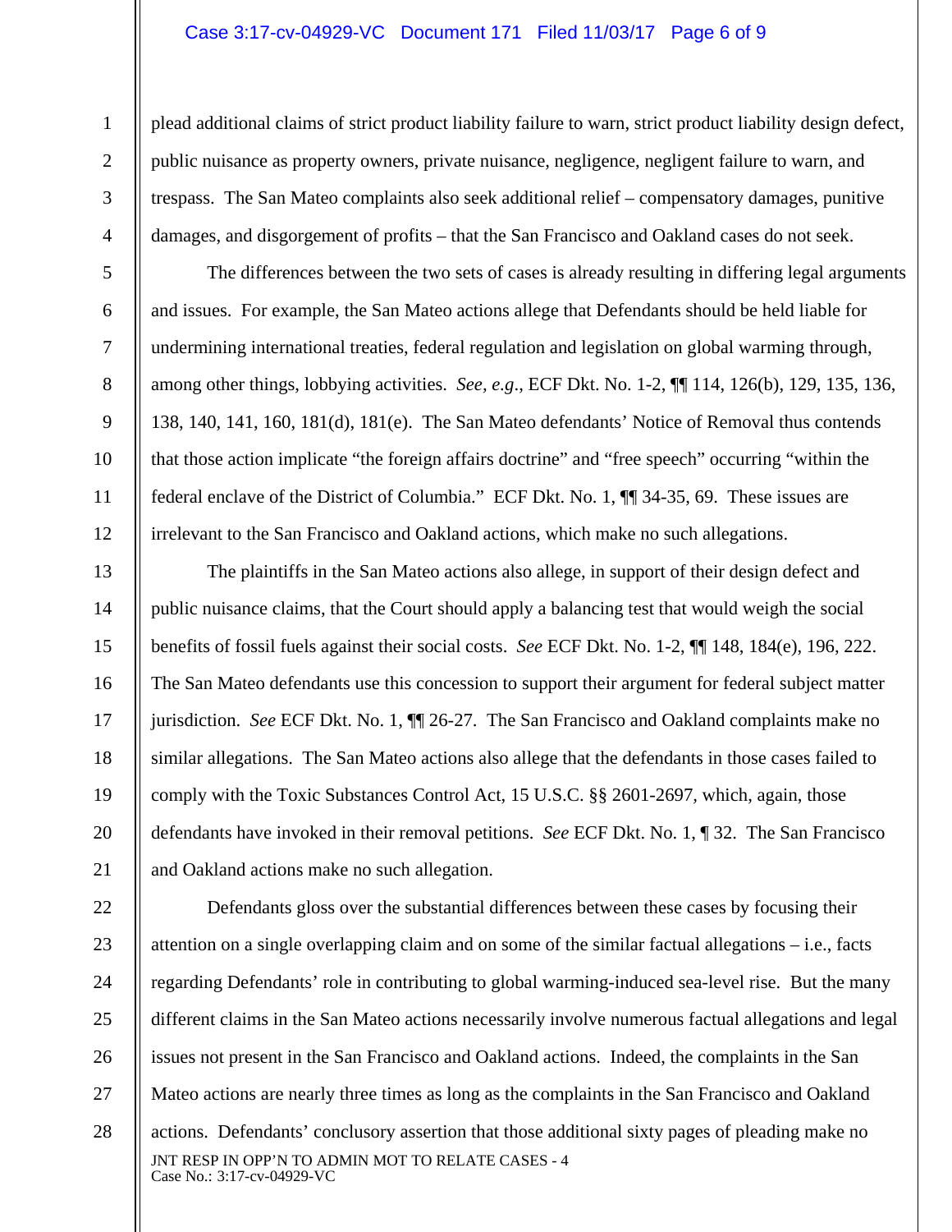plead additional claims of strict product liability failure to warn, strict product liability design defect, public nuisance as property owners, private nuisance, negligence, negligent failure to warn, and trespass. The San Mateo complaints also seek additional relief – compensatory damages, punitive damages, and disgorgement of profits – that the San Francisco and Oakland cases do not seek.

The differences between the two sets of cases is already resulting in differing legal arguments and issues. For example, the San Mateo actions allege that Defendants should be held liable for undermining international treaties, federal regulation and legislation on global warming through, among other things, lobbying activities. *See, e.g.*, ECF Dkt. No. 1-2, ¶¶ 114, 126(b), 129, 135, 136, 138, 140, 141, 160, 181(d), 181(e). The San Mateo defendants' Notice of Removal thus contends that those action implicate "the foreign affairs doctrine" and "free speech" occurring "within the federal enclave of the District of Columbia." ECF Dkt. No. 1, ¶¶ 34-35, 69. These issues are irrelevant to the San Francisco and Oakland actions, which make no such allegations.

The plaintiffs in the San Mateo actions also allege, in support of their design defect and public nuisance claims, that the Court should apply a balancing test that would weigh the social benefits of fossil fuels against their social costs. *See* ECF Dkt. No. 1-2, ¶¶ 148, 184(e), 196, 222. The San Mateo defendants use this concession to support their argument for federal subject matter jurisdiction. *See* ECF Dkt. No. 1, ¶¶ 26-27. The San Francisco and Oakland complaints make no similar allegations. The San Mateo actions also allege that the defendants in those cases failed to comply with the Toxic Substances Control Act, 15 U.S.C. §§ 2601-2697, which, again, those defendants have invoked in their removal petitions. *See* ECF Dkt. No. 1, ¶ 32. The San Francisco and Oakland actions make no such allegation.

Defendants gloss over the substantial differences between these cases by focusing their attention on a single overlapping claim and on some of the similar factual allegations – i.e., facts regarding Defendants' role in contributing to global warming-induced sea-level rise. But the many different claims in the San Mateo actions necessarily involve numerous factual allegations and legal issues not present in the San Francisco and Oakland actions. Indeed, the complaints in the San Mateo actions are nearly three times as long as the complaints in the San Francisco and Oakland actions. Defendants' conclusory assertion that those additional sixty pages of pleading make no

JNT RESP IN OPP'N TO ADMIN MOT TO RELATE CASES - 4
Case No.: 3:17-cv-04929-VC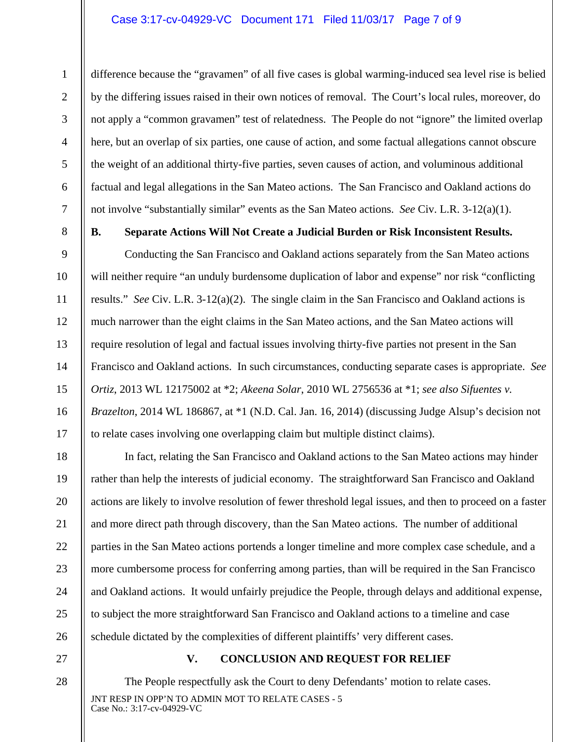difference because the "gravamen" of all five cases is global warming-induced sea level rise is belied by the differing issues raised in their own notices of removal. The Court's local rules, moreover, do not apply a "common gravamen" test of relatedness. The People do not "ignore" the limited overlap here, but an overlap of six parties, one cause of action, and some factual allegations cannot obscure the weight of an additional thirty-five parties, seven causes of action, and voluminous additional factual and legal allegations in the San Mateo actions. The San Francisco and Oakland actions do not involve "substantially similar" events as the San Mateo actions. *See* Civ. L.R. 3-12(a)(1).

**B. Separate Actions Will Not Create a Judicial Burden or Risk Inconsistent Results.**

Conducting the San Francisco and Oakland actions separately from the San Mateo actions will neither require "an unduly burdensome duplication of labor and expense" nor risk "conflicting results." *See* Civ. L.R. 3-12(a)(2). The single claim in the San Francisco and Oakland actions is much narrower than the eight claims in the San Mateo actions, and the San Mateo actions will require resolution of legal and factual issues involving thirty-five parties not present in the San Francisco and Oakland actions. In such circumstances, conducting separate cases is appropriate. *See Ortiz*, 2013 WL 12175002 at *2; *Akeena Solar*, 2010 WL 2756536 at *1; *see also Sifuentes v. Brazelton*, 2014 WL 186867, at *1 (N.D. Cal. Jan. 16, 2014) (discussing Judge Alsup's decision not to relate cases involving one overlapping claim but multiple distinct claims).

In fact, relating the San Francisco and Oakland actions to the San Mateo actions may hinder rather than help the interests of judicial economy. The straightforward San Francisco and Oakland actions are likely to involve resolution of fewer threshold legal issues, and then to proceed on a faster and more direct path through discovery, than the San Mateo actions. The number of additional parties in the San Mateo actions portends a longer timeline and more complex case schedule, and a more cumbersome process for conferring among parties, than will be required in the San Francisco and Oakland actions. It would unfairly prejudice the People, through delays and additional expense, to subject the more straightforward San Francisco and Oakland actions to a timeline and case schedule dictated by the complexities of different plaintiffs' very different cases.

## V. CONCLUSION AND REQUEST FOR RELIEF

The People respectfully ask the Court to deny Defendants' motion to relate cases.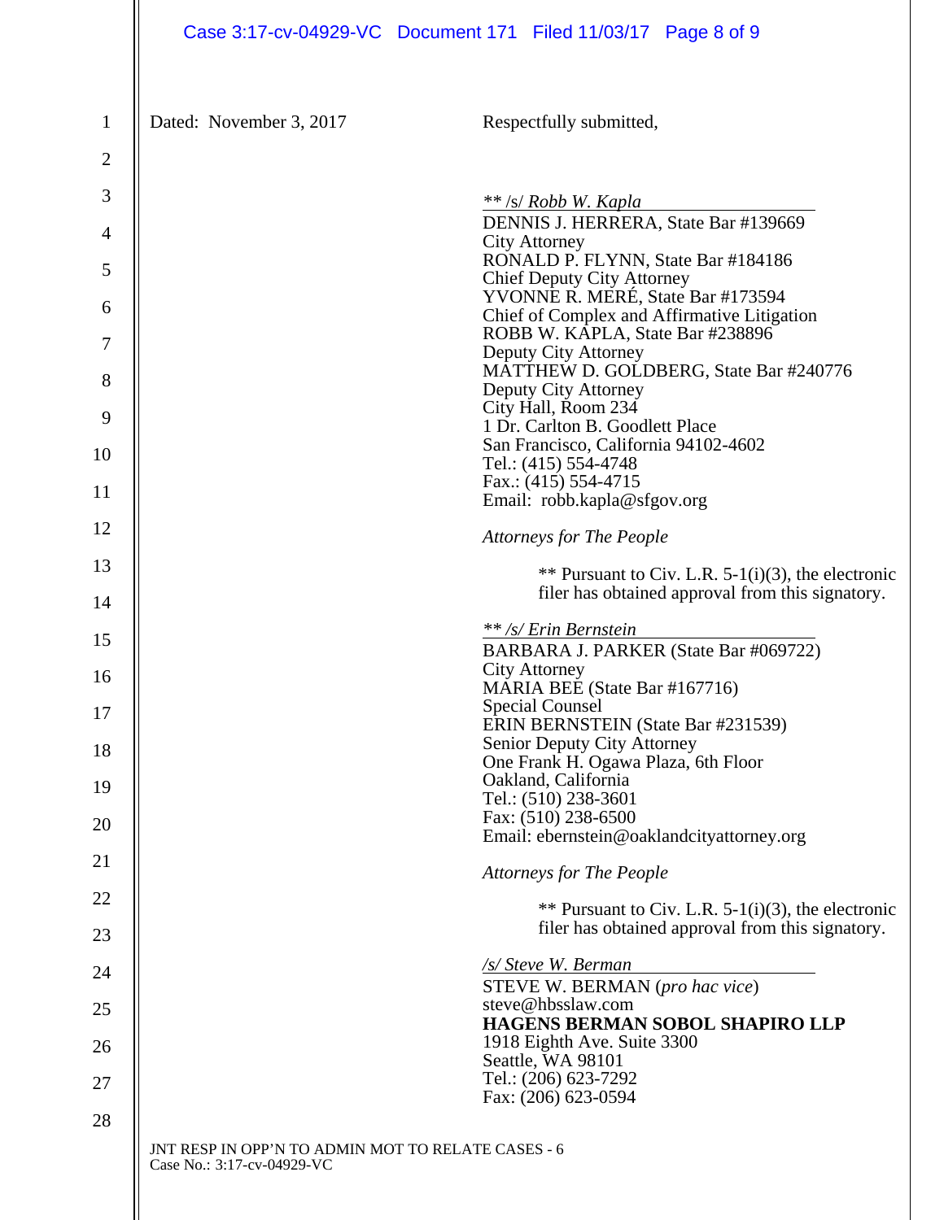Dated: November 3, 2017

Respectfully submitted,

** /s/ *Robb W. Kapla*

DENNIS J. HERRERA, State Bar #139669
City Attorney
RONALD P. FLYNN, State Bar #184186
Chief Deputy City Attorney
YVONNE R. MERÉ, State Bar #173594
Chief of Complex and Affirmative Litigation
ROBB W. KAPLA, State Bar #238896
Deputy City Attorney
MATTHEW D. GOLDBERG, State Bar #240776
Deputy City Attorney
City Hall, Room 234
1 Dr. Carlton B. Goodlett Place
San Francisco, California 94102-4602
Tel.: (415) 554-4748
Fax.: (415) 554-4715
Email: robb.kapla@sfgov.org

*Attorneys for The People*

** Pursuant to Civ. L.R. 5-1(i)(3), the electronic filer has obtained approval from this signatory.

** */s/ Erin Bernstein*

BARBARA J. PARKER (State Bar #069722)
City Attorney
MARIA BEE (State Bar #167716)
Special Counsel
ERIN BERNSTEIN (State Bar #231539)
Senior Deputy City Attorney
One Frank H. Ogawa Plaza, 6th Floor
Oakland, California
Tel.: (510) 238-3601
Fax: (510) 238-6500
Email: ebernstein@oaklandcityattorney.org

*Attorneys for The People*

** Pursuant to Civ. L.R. 5-1(i)(3), the electronic filer has obtained approval from this signatory.

*/s/ Steve W. Berman*

STEVE W. BERMAN (*pro hac vice*)
steve@hbsslaw.com
**HAGENS BERMAN SOBOL SHAPIRO LLP**
1918 Eighth Ave. Suite 3300
Seattle, WA 98101
Tel.: (206) 623-7292
Fax: (206) 623-0594

JNT RESP IN OPP'N TO ADMIN MOT TO RELATE CASES - 6
Case No.: 3:17-cv-04929-VC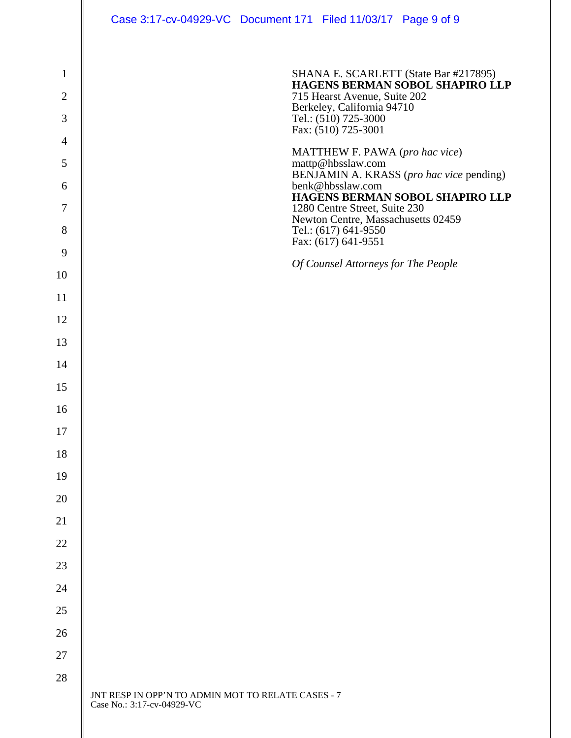SHANA E. SCARLETT (State Bar #217895)
**HAGENS BERMAN SOBOL SHAPIRO LLP**
715 Hearst Avenue, Suite 202
Berkeley, California 94710
Tel.: (510) 725-3000
Fax: (510) 725-3001

MATTHEW F. PAWA (*pro hac vice*)
mattp@hbsslaw.com
BENJAMIN A. KRASS (*pro hac vice* pending)
benk@hbsslaw.com
**HAGENS BERMAN SOBOL SHAPIRO LLP**
1280 Centre Street, Suite 230
Newton Centre, Massachusetts 02459
Tel.: (617) 641-9550
Fax: (617) 641-9551

*Of Counsel Attorneys for The People*